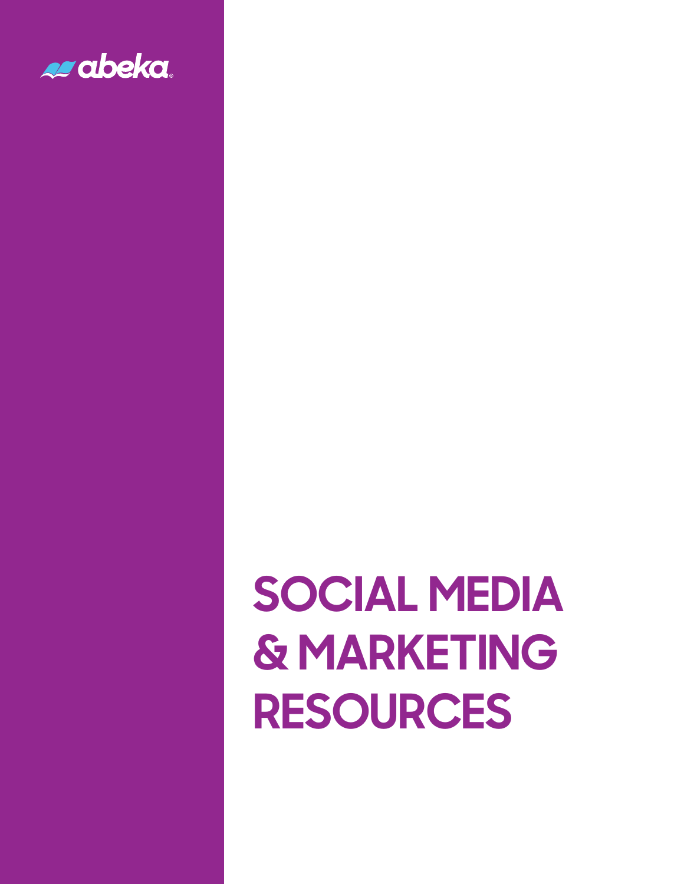abeka®

# SOCIAL MEDIA & MARKETING RESOURCES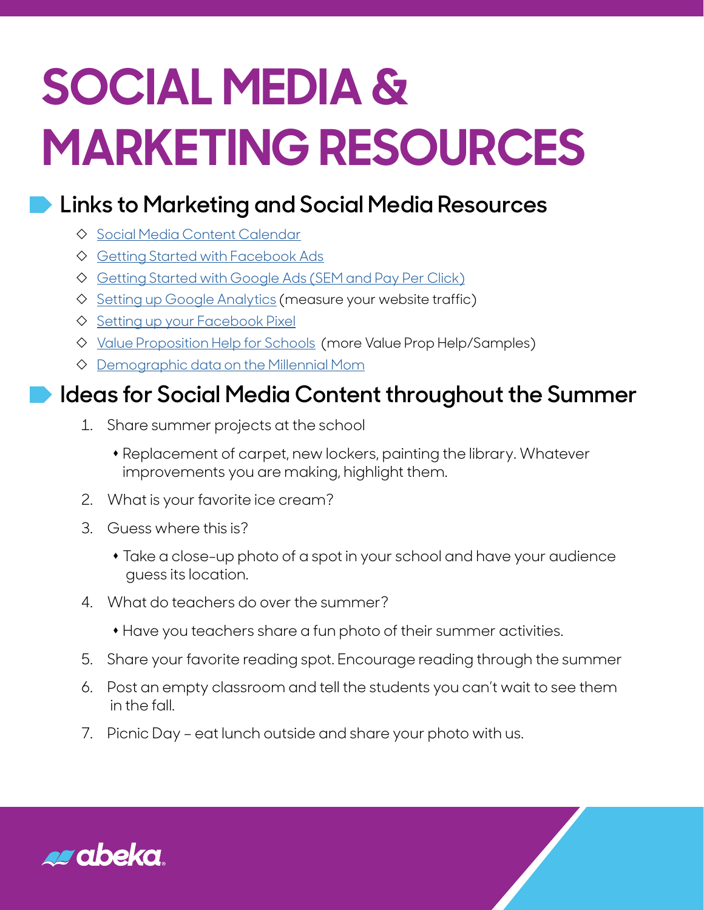# SOCIAL MEDIA & MARKETING RESOURCES

## Links to Marketing and Social Media Resources

- Social Media Content Calendar
- Getting Started with Facebook Ads
- Getting Started with Google Ads (SEM and Pay Per Click)
- Setting up Google Analytics (measure your website traffic)
- Setting up your Facebook Pixel
- Value Proposition Help for Schools (more Value Prop Help/Samples)
- Demographic data on the Millennial Mom

## Ideas for Social Media Content throughout the Summer

1. Share summer projects at the school
   - Replacement of carpet, new lockers, painting the library. Whatever improvements you are making, highlight them.
2. What is your favorite ice cream?
3. Guess where this is?
   - Take a close-up photo of a spot in your school and have your audience guess its location.
4. What do teachers do over the summer?
   - Have you teachers share a fun photo of their summer activities.
5. Share your favorite reading spot. Encourage reading through the summer
6. Post an empty classroom and tell the students you can't wait to see them in the fall.
7. Picnic Day – eat lunch outside and share your photo with us.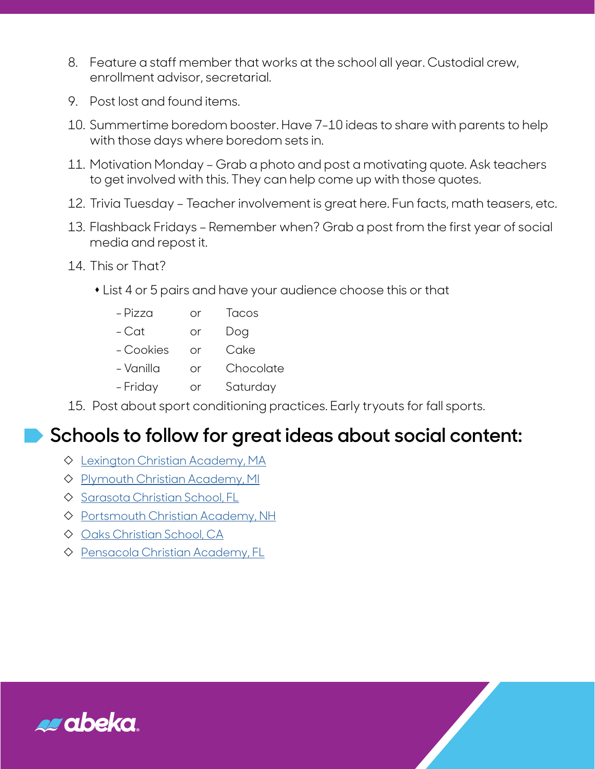8. Feature a staff member that works at the school all year. Custodial crew, enrollment advisor, secretarial.
9. Post lost and found items.
10. Summertime boredom booster. Have 7-10 ideas to share with parents to help with those days where boredom sets in.
11. Motivation Monday – Grab a photo and post a motivating quote. Ask teachers to get involved with this. They can help come up with those quotes.
12. Trivia Tuesday – Teacher involvement is great here. Fun facts, math teasers, etc.
13. Flashback Fridays – Remember when? Grab a post from the first year of social media and repost it.
14. This or That?
    - List 4 or 5 pairs and have your audience choose this or that
      - Pizza or Tacos
      - Cat or Dog
      - Cookies or Cake
      - Vanilla or Chocolate
      - Friday or Saturday
15. Post about sport conditioning practices. Early tryouts for fall sports.

## Schools to follow for great ideas about social content:

- Lexington Christian Academy, MA
- Plymouth Christian Academy, MI
- Sarasota Christian School, FL
- Portsmouth Christian Academy, NH
- Oaks Christian School, CA
- Pensacola Christian Academy, FL